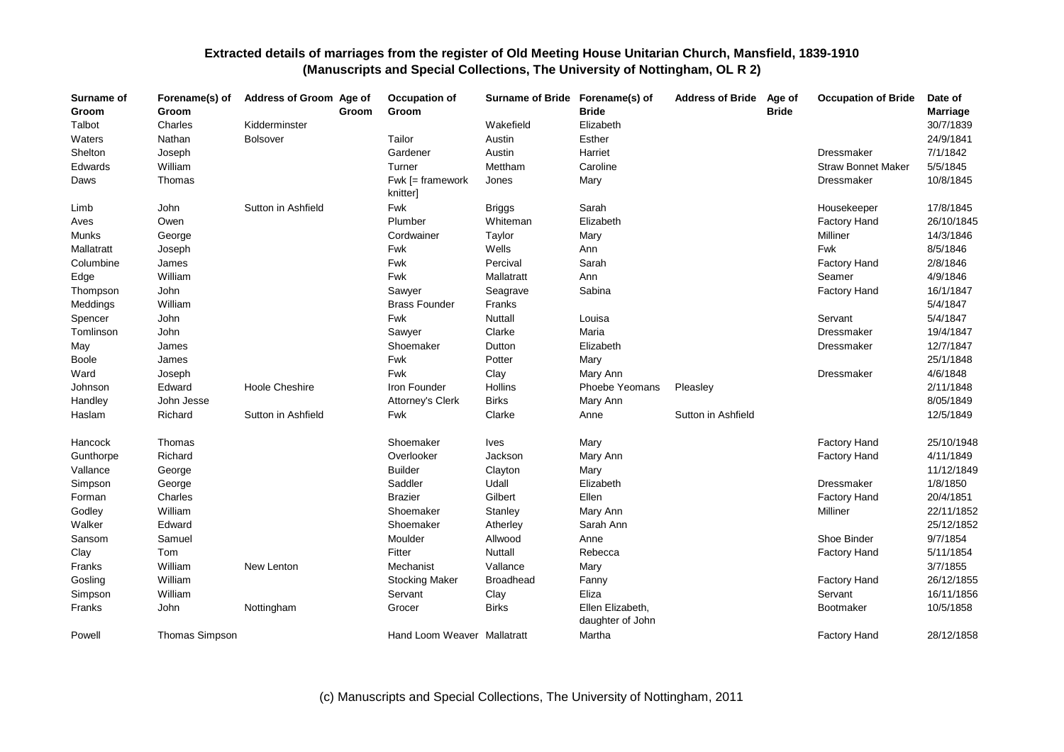## Extracted details of marriages from the register of Old Meeting House Unitarian Church, Mansfield, 1839-1910
## (Manuscripts and Special Collections, The University of Nottingham, OL R 2)

| Surname of Groom | Forename(s) of Groom | Address of Groom | Age of Groom | Occupation of Groom | Surname of Bride | Forename(s) of Bride | Address of Bride | Age of Bride | Occupation of Bride | Date of Marriage |
|---|---|---|---|---|---|---|---|---|---|---|
| Talbot | Charles | Kidderminster | | | Wakefield | Elizabeth | | | | 30/7/1839 |
| Waters | Nathan | Bolsover | | Tailor | Austin | Esther | | | | 24/9/1841 |
| Shelton | Joseph | | | Gardener | Austin | Harriet | | | Dressmaker | 7/1/1842 |
| Edwards | William | | | Turner | Mettham | Caroline | | | Straw Bonnet Maker | 5/5/1845 |
| Daws | Thomas | | | Fwk [= framework knitter] | Jones | Mary | | | Dressmaker | 10/8/1845 |
| Limb | John | Sutton in Ashfield | | Fwk | Briggs | Sarah | | | Housekeeper | 17/8/1845 |
| Aves | Owen | | | Plumber | Whiteman | Elizabeth | | | Factory Hand | 26/10/1845 |
| Munks | George | | | Cordwainer | Taylor | Mary | | | Milliner | 14/3/1846 |
| Mallatratt | Joseph | | | Fwk | Wells | Ann | | | Fwk | 8/5/1846 |
| Columbine | James | | | Fwk | Percival | Sarah | | | Factory Hand | 2/8/1846 |
| Edge | William | | | Fwk | Mallatratt | Ann | | | Seamer | 4/9/1846 |
| Thompson | John | | | Sawyer | Seagrave | Sabina | | | Factory Hand | 16/1/1847 |
| Meddings | William | | | Brass Founder | Franks | | | | | 5/4/1847 |
| Spencer | John | | | Fwk | Nuttall | Louisa | | | Servant | 5/4/1847 |
| Tomlinson | John | | | Sawyer | Clarke | Maria | | | Dressmaker | 19/4/1847 |
| May | James | | | Shoemaker | Dutton | Elizabeth | | | Dressmaker | 12/7/1847 |
| Boole | James | | | Fwk | Potter | Mary | | | | 25/1/1848 |
| Ward | Joseph | | | Fwk | Clay | Mary Ann | | | Dressmaker | 4/6/1848 |
| Johnson | Edward | Hoole Cheshire | | Iron Founder | Hollins | Phoebe Yeomans | Pleasley | | | 2/11/1848 |
| Handley | John Jesse | | | Attorney's Clerk | Birks | Mary Ann | | | | 8/05/1849 |
| Haslam | Richard | Sutton in Ashfield | | Fwk | Clarke | Anne | Sutton in Ashfield | | | 12/5/1849 |
| Hancock | Thomas | | | Shoemaker | Ives | Mary | | | Factory Hand | 25/10/1948 |
| Gunthorpe | Richard | | | Overlooker | Jackson | Mary Ann | | | Factory Hand | 4/11/1849 |
| Vallance | George | | | Builder | Clayton | Mary | | | | 11/12/1849 |
| Simpson | George | | | Saddler | Udall | Elizabeth | | | Dressmaker | 1/8/1850 |
| Forman | Charles | | | Brazier | Gilbert | Ellen | | | Factory Hand | 20/4/1851 |
| Godley | William | | | Shoemaker | Stanley | Mary Ann | | | Milliner | 22/11/1852 |
| Walker | Edward | | | Shoemaker | Atherley | Sarah Ann | | | | 25/12/1852 |
| Sansom | Samuel | | | Moulder | Allwood | Anne | | | Shoe Binder | 9/7/1854 |
| Clay | Tom | | | Fitter | Nuttall | Rebecca | | | Factory Hand | 5/11/1854 |
| Franks | William | New Lenton | | Mechanist | Vallance | Mary | | | | 3/7/1855 |
| Gosling | William | | | Stocking Maker | Broadhead | Fanny | | | Factory Hand | 26/12/1855 |
| Simpson | William | | | Servant | Clay | Eliza | | | Servant | 16/11/1856 |
| Franks | John | Nottingham | | Grocer | Birks | Ellen Elizabeth, daughter of John | | | Bootmaker | 10/5/1858 |
| Powell | Thomas Simpson | | | Hand Loom Weaver | Mallatratt | Martha | | | Factory Hand | 28/12/1858 |

(c) Manuscripts and Special Collections, The University of Nottingham, 2011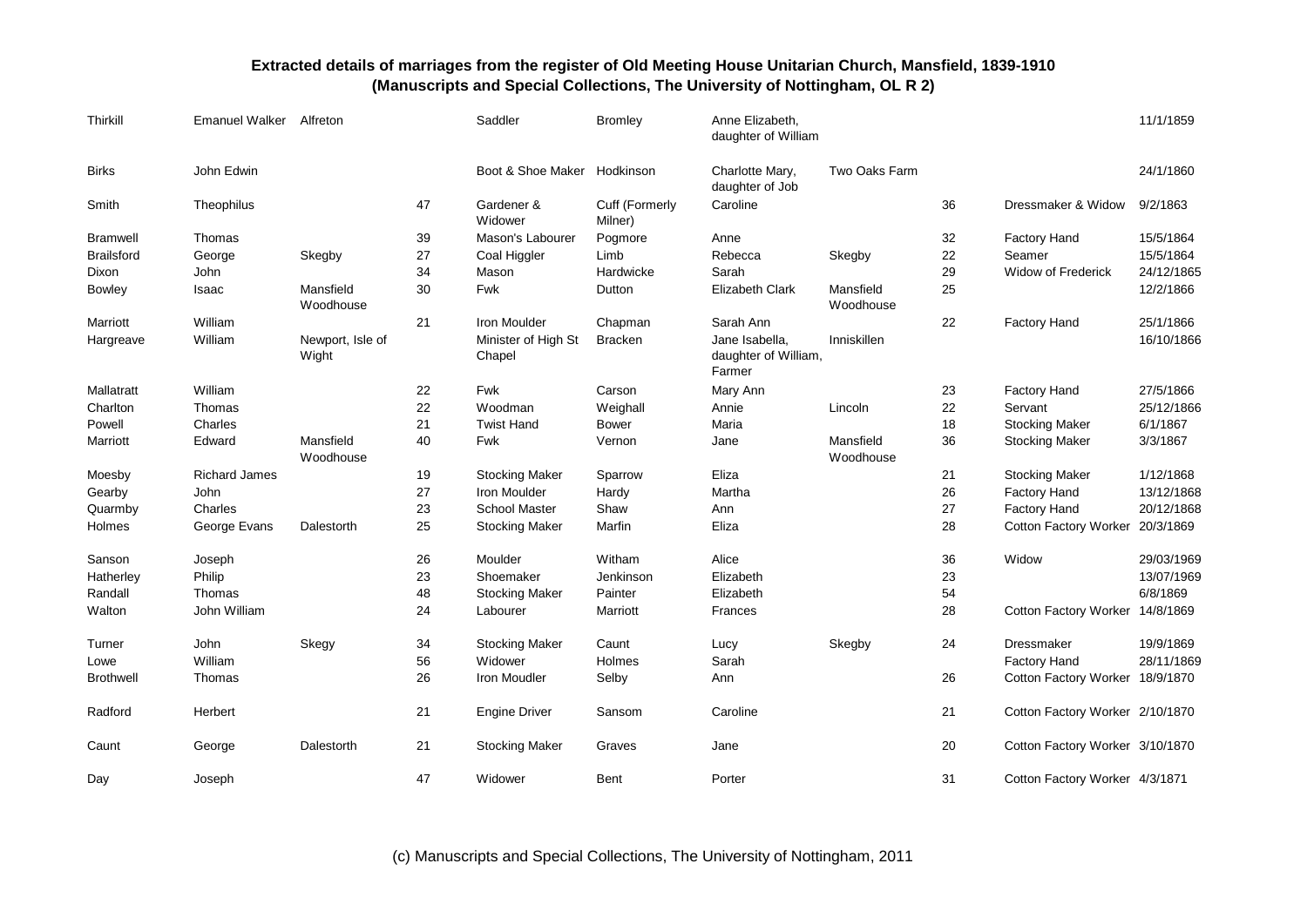# Extracted details of marriages from the register of Old Meeting House Unitarian Church, Mansfield, 1839-1910

## (Manuscripts and Special Collections, The University of Nottingham, OL R 2)

| | | | | | | | | | | |
|---|---|---|---|---|---|---|---|---|---|---|
| Thirkill | Emanuel Walker | Alfreton | | Saddler | Bromley | Anne Elizabeth, daughter of William | | | | 11/1/1859 |
| Birks | John Edwin | | | Boot & Shoe Maker | Hodkinson | Charlotte Mary, daughter of Job | Two Oaks Farm | | | 24/1/1860 |
| Smith | Theophilus | | 47 | Gardener & Widower | Cuff (Formerly Milner) | Caroline | | 36 | Dressmaker & Widow | 9/2/1863 |
| Bramwell | Thomas | | 39 | Mason's Labourer | Pogmore | Anne | | 32 | Factory Hand | 15/5/1864 |
| Brailsford | George | Skegby | 27 | Coal Higgler | Limb | Rebecca | Skegby | 22 | Seamer | 15/5/1864 |
| Dixon | John | | 34 | Mason | Hardwicke | Sarah | | 29 | Widow of Frederick | 24/12/1865 |
| Bowley | Isaac | Mansfield Woodhouse | 30 | Fwk | Dutton | Elizabeth Clark | Mansfield Woodhouse | 25 | | 12/2/1866 |
| Marriott | William | | 21 | Iron Moulder | Chapman | Sarah Ann | | 22 | Factory Hand | 25/1/1866 |
| Hargreave | William | Newport, Isle of Wight | | Minister of High St Chapel | Bracken | Jane Isabella, daughter of William, Farmer | Inniskillen | | | 16/10/1866 |
| Mallatratt | William | | 22 | Fwk | Carson | Mary Ann | | 23 | Factory Hand | 27/5/1866 |
| Charlton | Thomas | | 22 | Woodman | Weighall | Annie | Lincoln | 22 | Servant | 25/12/1866 |
| Powell | Charles | | 21 | Twist Hand | Bower | Maria | | 18 | Stocking Maker | 6/1/1867 |
| Marriott | Edward | Mansfield Woodhouse | 40 | Fwk | Vernon | Jane | Mansfield Woodhouse | 36 | Stocking Maker | 3/3/1867 |
| Moesby | Richard James | | 19 | Stocking Maker | Sparrow | Eliza | | 21 | Stocking Maker | 1/12/1868 |
| Gearby | John | | 27 | Iron Moulder | Hardy | Martha | | 26 | Factory Hand | 13/12/1868 |
| Quarmby | Charles | | 23 | School Master | Shaw | Ann | | 27 | Factory Hand | 20/12/1868 |
| Holmes | George Evans | Dalestorth | 25 | Stocking Maker | Marfin | Eliza | | 28 | Cotton Factory Worker | 20/3/1869 |
| Sanson | Joseph | | 26 | Moulder | Witham | Alice | | 36 | Widow | 29/03/1969 |
| Hatherley | Philip | | 23 | Shoemaker | Jenkinson | Elizabeth | | 23 | | 13/07/1969 |
| Randall | Thomas | | 48 | Stocking Maker | Painter | Elizabeth | | 54 | | 6/8/1869 |
| Walton | John William | | 24 | Labourer | Marriott | Frances | | 28 | Cotton Factory Worker | 14/8/1869 |
| Turner | John | Skegy | 34 | Stocking Maker | Caunt | Lucy | Skegby | 24 | Dressmaker | 19/9/1869 |
| Lowe | William | | 56 | Widower | Holmes | Sarah | | | Factory Hand | 28/11/1869 |
| Brothwell | Thomas | | 26 | Iron Moudler | Selby | Ann | | 26 | Cotton Factory Worker | 18/9/1870 |
| Radford | Herbert | | 21 | Engine Driver | Sansom | Caroline | | 21 | Cotton Factory Worker | 2/10/1870 |
| Caunt | George | Dalestorth | 21 | Stocking Maker | Graves | Jane | | 20 | Cotton Factory Worker | 3/10/1870 |
| Day | Joseph | | 47 | Widower | Bent | Porter | | 31 | Cotton Factory Worker | 4/3/1871 |

(c) Manuscripts and Special Collections, The University of Nottingham, 2011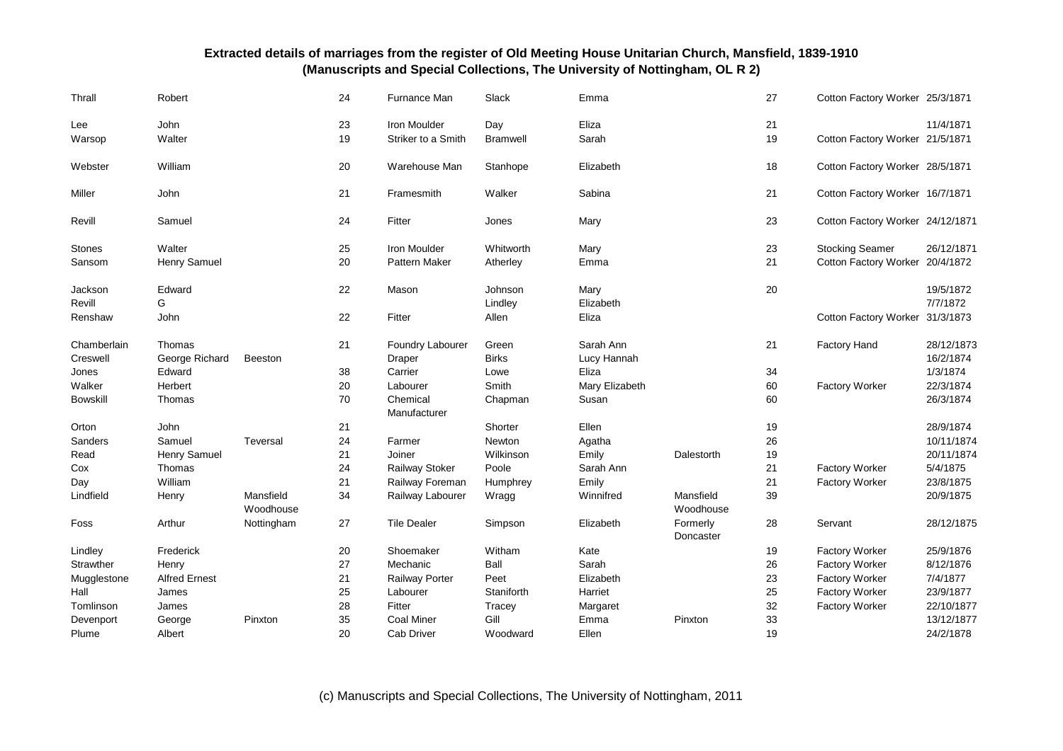**Extracted details of marriages from the register of Old Meeting House Unitarian Church, Mansfield, 1839-1910**
**(Manuscripts and Special Collections, The University of Nottingham, OL R 2)**

| | | | | | | | | | | |
|---|---|---|---|---|---|---|---|---|---|---|
| Thrall | Robert | | 24 | Furnance Man | Slack | Emma | | 27 | Cotton Factory Worker | 25/3/1871 |
| Lee | John | | 23 | Iron Moulder | Day | Eliza | | 21 | | 11/4/1871 |
| Warsop | Walter | | 19 | Striker to a Smith | Bramwell | Sarah | | 19 | Cotton Factory Worker | 21/5/1871 |
| Webster | William | | 20 | Warehouse Man | Stanhope | Elizabeth | | 18 | Cotton Factory Worker | 28/5/1871 |
| Miller | John | | 21 | Framesmith | Walker | Sabina | | 21 | Cotton Factory Worker | 16/7/1871 |
| Revill | Samuel | | 24 | Fitter | Jones | Mary | | 23 | Cotton Factory Worker | 24/12/1871 |
| Stones | Walter | | 25 | Iron Moulder | Whitworth | Mary | | 23 | Stocking Seamer | 26/12/1871 |
| Sansom | Henry Samuel | | 20 | Pattern Maker | Atherley | Emma | | 21 | Cotton Factory Worker | 20/4/1872 |
| Jackson | Edward | | 22 | Mason | Johnson | Mary | | 20 | | 19/5/1872 |
| Revill | G | | | | Lindley | Elizabeth | | | | 7/7/1872 |
| Renshaw | John | | 22 | Fitter | Allen | Eliza | | | Cotton Factory Worker | 31/3/1873 |
| Chamberlain | Thomas | | 21 | Foundry Labourer | Green | Sarah Ann | | 21 | Factory Hand | 28/12/1873 |
| Creswell | George Richard | Beeston | | Draper | Birks | Lucy Hannah | | | | 16/2/1874 |
| Jones | Edward | | 38 | Carrier | Lowe | Eliza | | 34 | | 1/3/1874 |
| Walker | Herbert | | 20 | Labourer | Smith | Mary Elizabeth | | 60 | Factory Worker | 22/3/1874 |
| Bowskill | Thomas | | 70 | Chemical Manufacturer | Chapman | Susan | | 60 | | 26/3/1874 |
| Orton | John | | 21 | | Shorter | Ellen | | 19 | | 28/9/1874 |
| Sanders | Samuel | Teversal | 24 | Farmer | Newton | Agatha | | 26 | | 10/11/1874 |
| Read | Henry Samuel | | 21 | Joiner | Wilkinson | Emily | Dalestorth | 19 | | 20/11/1874 |
| Cox | Thomas | | 24 | Railway Stoker | Poole | Sarah Ann | | 21 | Factory Worker | 5/4/1875 |
| Day | William | | 21 | Railway Foreman | Humphrey | Emily | | 21 | Factory Worker | 23/8/1875 |
| Lindfield | Henry | Mansfield Woodhouse | 34 | Railway Labourer | Wragg | Winnifred | Mansfield Woodhouse | 39 | | 20/9/1875 |
| Foss | Arthur | Nottingham | 27 | Tile Dealer | Simpson | Elizabeth | Formerly Doncaster | 28 | Servant | 28/12/1875 |
| Lindley | Frederick | | 20 | Shoemaker | Witham | Kate | | 19 | Factory Worker | 25/9/1876 |
| Strawther | Henry | | 27 | Mechanic | Ball | Sarah | | 26 | Factory Worker | 8/12/1876 |
| Mugglestone | Alfred Ernest | | 21 | Railway Porter | Peet | Elizabeth | | 23 | Factory Worker | 7/4/1877 |
| Hall | James | | 25 | Labourer | Staniforth | Harriet | | 25 | Factory Worker | 23/9/1877 |
| Tomlinson | James | | 28 | Fitter | Tracey | Margaret | | 32 | Factory Worker | 22/10/1877 |
| Devenport | George | Pinxton | 35 | Coal Miner | Gill | Emma | Pinxton | 33 | | 13/12/1877 |
| Plume | Albert | | 20 | Cab Driver | Woodward | Ellen | | 19 | | 24/2/1878 |

(c) Manuscripts and Special Collections, The University of Nottingham, 2011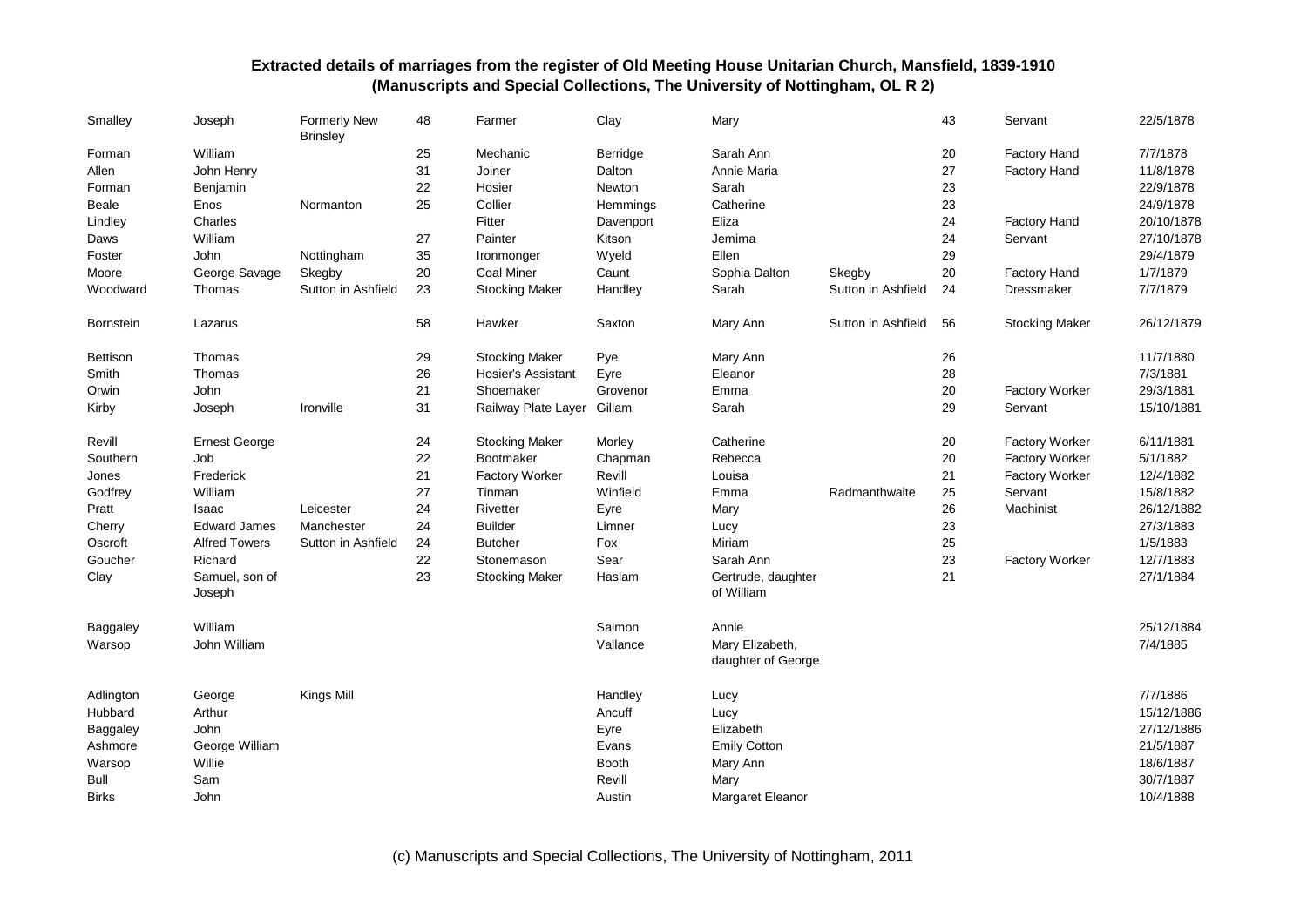# Extracted details of marriages from the register of Old Meeting House Unitarian Church, Mansfield, 1839-1910
## (Manuscripts and Special Collections, The University of Nottingham, OL R 2)

| | | | | | | | | | | |
|---|---|---|---|---|---|---|---|---|---|---|
| Smalley | Joseph | Formerly New Brinsley | 48 | Farmer | Clay | Mary | | 43 | Servant | 22/5/1878 |
| Forman | William | | 25 | Mechanic | Berridge | Sarah Ann | | 20 | Factory Hand | 7/7/1878 |
| Allen | John Henry | | 31 | Joiner | Dalton | Annie Maria | | 27 | Factory Hand | 11/8/1878 |
| Forman | Benjamin | | 22 | Hosier | Newton | Sarah | | 23 | | 22/9/1878 |
| Beale | Enos | Normanton | 25 | Collier | Hemmings | Catherine | | 23 | | 24/9/1878 |
| Lindley | Charles | | | Fitter | Davenport | Eliza | | 24 | Factory Hand | 20/10/1878 |
| Daws | William | | 27 | Painter | Kitson | Jemima | | 24 | Servant | 27/10/1878 |
| Foster | John | Nottingham | 35 | Ironmonger | Wyeld | Ellen | | 29 | | 29/4/1879 |
| Moore | George Savage | Skegby | 20 | Coal Miner | Caunt | Sophia Dalton | Skegby | 20 | Factory Hand | 1/7/1879 |
| Woodward | Thomas | Sutton in Ashfield | 23 | Stocking Maker | Handley | Sarah | Sutton in Ashfield | 24 | Dressmaker | 7/7/1879 |
| Bornstein | Lazarus | | 58 | Hawker | Saxton | Mary Ann | Sutton in Ashfield | 56 | Stocking Maker | 26/12/1879 |
| Bettison | Thomas | | 29 | Stocking Maker | Pye | Mary Ann | | 26 | | 11/7/1880 |
| Smith | Thomas | | 26 | Hosier's Assistant | Eyre | Eleanor | | 28 | | 7/3/1881 |
| Orwin | John | | 21 | Shoemaker | Grovenor | Emma | | 20 | Factory Worker | 29/3/1881 |
| Kirby | Joseph | Ironville | 31 | Railway Plate Layer | Gillam | Sarah | | 29 | Servant | 15/10/1881 |
| Revill | Ernest George | | 24 | Stocking Maker | Morley | Catherine | | 20 | Factory Worker | 6/11/1881 |
| Southern | Job | | 22 | Bootmaker | Chapman | Rebecca | | 20 | Factory Worker | 5/1/1882 |
| Jones | Frederick | | 21 | Factory Worker | Revill | Louisa | | 21 | Factory Worker | 12/4/1882 |
| Godfrey | William | | 27 | Tinman | Winfield | Emma | Radmanthwaite | 25 | Servant | 15/8/1882 |
| Pratt | Isaac | Leicester | 24 | Rivetter | Eyre | Mary | | 26 | Machinist | 26/12/1882 |
| Cherry | Edward James | Manchester | 24 | Builder | Limner | Lucy | | 23 | | 27/3/1883 |
| Oscroft | Alfred Towers | Sutton in Ashfield | 24 | Butcher | Fox | Miriam | | 25 | | 1/5/1883 |
| Goucher | Richard | | 22 | Stonemason | Sear | Sarah Ann | | 23 | Factory Worker | 12/7/1883 |
| Clay | Samuel, son of Joseph | | 23 | Stocking Maker | Haslam | Gertrude, daughter of William | | 21 | | 27/1/1884 |
| Baggaley | William | | | | Salmon | Annie | | | | 25/12/1884 |
| Warsop | John William | | | | Vallance | Mary Elizabeth, daughter of George | | | | 7/4/1885 |
| Adlington | George | Kings Mill | | | Handley | Lucy | | | | 7/7/1886 |
| Hubbard | Arthur | | | | Ancuff | Lucy | | | | 15/12/1886 |
| Baggaley | John | | | | Eyre | Elizabeth | | | | 27/12/1886 |
| Ashmore | George William | | | | Evans | Emily Cotton | | | | 21/5/1887 |
| Warsop | Willie | | | | Booth | Mary Ann | | | | 18/6/1887 |
| Bull | Sam | | | | Revill | Mary | | | | 30/7/1887 |
| Birks | John | | | | Austin | Margaret Eleanor | | | | 10/4/1888 |

(c) Manuscripts and Special Collections, The University of Nottingham, 2011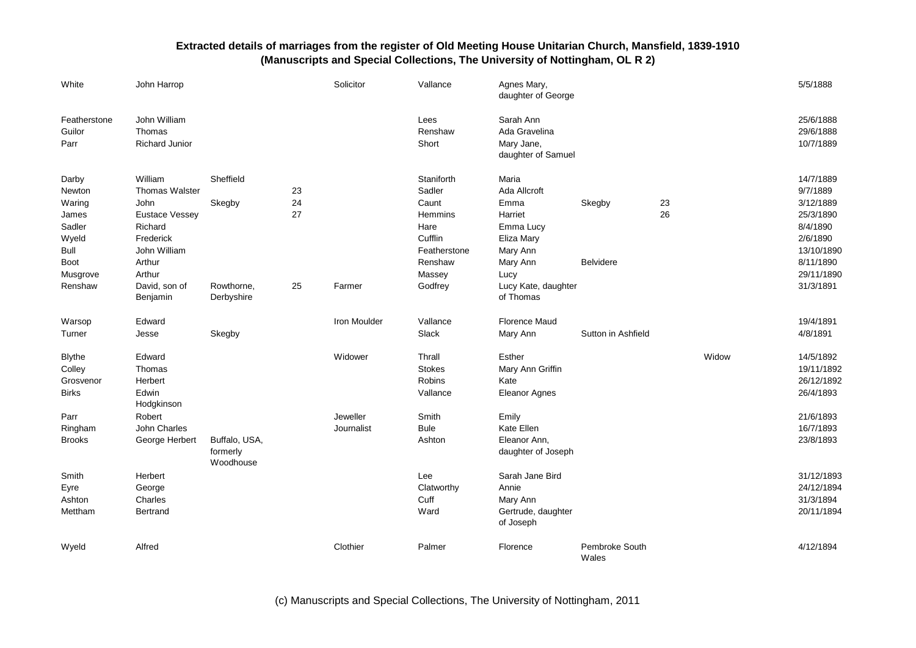# Extracted details of marriages from the register of Old Meeting House Unitarian Church, Mansfield, 1839-1910
## (Manuscripts and Special Collections, The University of Nottingham, OL R 2)

| | | | | | | | | | | |
|---|---|---|---|---|---|---|---|---|---|---|
| White | John Harrop | | | Solicitor | Vallance | Agnes Mary, daughter of George | | | | 5/5/1888 |
| Featherstone | John William | | | | Lees | Sarah Ann | | | | 25/6/1888 |
| Guilor | Thomas | | | | Renshaw | Ada Gravelina | | | | 29/6/1888 |
| Parr | Richard Junior | | | | Short | Mary Jane, daughter of Samuel | | | | 10/7/1889 |
| Darby | William | Sheffield | | | Staniforth | Maria | | | | 14/7/1889 |
| Newton | Thomas Walster | | 23 | | Sadler | Ada Allcroft | | | | 9/7/1889 |
| Waring | John | Skegby | 24 | | Caunt | Emma | Skegby | 23 | | 3/12/1889 |
| James | Eustace Vessey | | 27 | | Hemmins | Harriet | | 26 | | 25/3/1890 |
| Sadler | Richard | | | | Hare | Emma Lucy | | | | 8/4/1890 |
| Wyeld | Frederick | | | | Cufflin | Eliza Mary | | | | 2/6/1890 |
| Bull | John William | | | | Featherstone | Mary Ann | | | | 13/10/1890 |
| Boot | Arthur | | | | Renshaw | Mary Ann | Belvidere | | | 8/11/1890 |
| Musgrove | Arthur | | | | Massey | Lucy | | | | 29/11/1890 |
| Renshaw | David, son of Benjamin | Rowthorne, Derbyshire | 25 | Farmer | Godfrey | Lucy Kate, daughter of Thomas | | | | 31/3/1891 |
| Warsop | Edward | | | Iron Moulder | Vallance | Florence Maud | | | | 19/4/1891 |
| Turner | Jesse | Skegby | | | Slack | Mary Ann | Sutton in Ashfield | | | 4/8/1891 |
| Blythe | Edward | | | Widower | Thrall | Esther | | | Widow | 14/5/1892 |
| Colley | Thomas | | | | Stokes | Mary Ann Griffin | | | | 19/11/1892 |
| Grosvenor | Herbert | | | | Robins | Kate | | | | 26/12/1892 |
| Birks | Edwin Hodgkinson | | | | Vallance | Eleanor Agnes | | | | 26/4/1893 |
| Parr | Robert | | | Jeweller | Smith | Emily | | | | 21/6/1893 |
| Ringham | John Charles | | | Journalist | Bule | Kate Ellen | | | | 16/7/1893 |
| Brooks | George Herbert | Buffalo, USA, formerly Woodhouse | | | Ashton | Eleanor Ann, daughter of Joseph | | | | 23/8/1893 |
| Smith | Herbert | | | | Lee | Sarah Jane Bird | | | | 31/12/1893 |
| Eyre | George | | | | Clatworthy | Annie | | | | 24/12/1894 |
| Ashton | Charles | | | | Cuff | Mary Ann | | | | 31/3/1894 |
| Mettham | Bertrand | | | | Ward | Gertrude, daughter of Joseph | | | | 20/11/1894 |
| Wyeld | Alfred | | | Clothier | Palmer | Florence | Pembroke South Wales | | | 4/12/1894 |

(c) Manuscripts and Special Collections, The University of Nottingham, 2011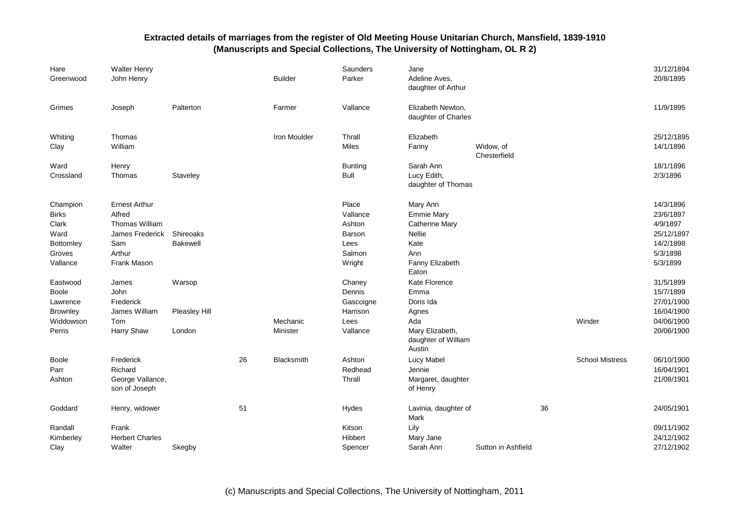# Extracted details of marriages from the register of Old Meeting House Unitarian Church, Mansfield, 1839-1910
## (Manuscripts and Special Collections, The University of Nottingham, OL R 2)

| | | | | | | | | | | |
|---|---|---|---|---|---|---|---|---|---|---|
| Hare | Walter Henry | | | | Saunders | Jane | | | | 31/12/1894 |
| Greenwood | John Henry | | | Builder | Parker | Adeline Aves, daughter of Arthur | | | | 20/8/1895 |
| Grimes | Joseph | Palterton | | Farmer | Vallance | Elizabeth Newton, daughter of Charles | | | | 11/9/1895 |
| Whiting | Thomas | | | Iron Moulder | Thrall | Elizabeth | | | | 25/12/1895 |
| Clay | William | | | | Miles | Fanny | Widow, of Chesterfield | | | 14/1/1896 |
| Ward | Henry | | | | Bunting | Sarah Ann | | | | 18/1/1896 |
| Crossland | Thomas | Staveley | | | Bull | Lucy Edith, daughter of Thomas | | | | 2/3/1896 |
| Champion | Ernest Arthur | | | | Place | Mary Ann | | | | 14/3/1896 |
| Birks | Alfred | | | | Vallance | Emmie Mary | | | | 23/6/1897 |
| Clark | Thomas William | | | | Ashton | Catherine Mary | | | | 4/9/1897 |
| Ward | James Frederick | Shireoaks | | | Barson | Nellie | | | | 25/12/1897 |
| Bottomley | Sam | Bakewell | | | Lees | Kate | | | | 14/2/1898 |
| Groves | Arthur | | | | Salmon | Ann | | | | 5/3/1898 |
| Vallance | Frank Mason | | | | Wright | Fanny Elizabeth Eaton | | | | 5/3/1899 |
| Eastwood | James | Warsop | | | Chaney | Kate Florence | | | | 31/5/1899 |
| Boole | John | | | | Dennis | Emma | | | | 15/7/1899 |
| Lawrence | Frederick | | | | Gascoigne | Doris Ida | | | | 27/01/1900 |
| Brownley | James William | Pleasley Hill | | | Harrison | Agnes | | | | 16/04/1900 |
| Widdowson | Tom | | | Mechanic | Lees | Ada | | | Winder | 04/06/1900 |
| Perris | Harry Shaw | London | | Minister | Vallance | Mary Elizabeth, daughter of William Austin | | | | 20/06/1900 |
| Boole | Frederick | | 26 | Blacksmith | Ashton | Lucy Mabel | | | School Mistress | 06/10/1900 |
| Parr | Richard | | | | Redhead | Jennie | | | | 16/04/1901 |
| Ashton | George Vallance, son of Joseph | | | | Thrall | Margaret, daughter of Henry | | | | 21/08/1901 |
| Goddard | Henry, widower | | 51 | | Hydes | Lavinia, daughter of Mark | | 36 | | 24/05/1901 |
| Randall | Frank | | | | Kitson | Lily | | | | 09/11/1902 |
| Kimberley | Herbert Charles | | | | Hibbert | Mary Jane | | | | 24/12/1902 |
| Clay | Walter | Skegby | | | Spencer | Sarah Ann | Sutton in Ashfield | | | 27/12/1902 |

(c) Manuscripts and Special Collections, The University of Nottingham, 2011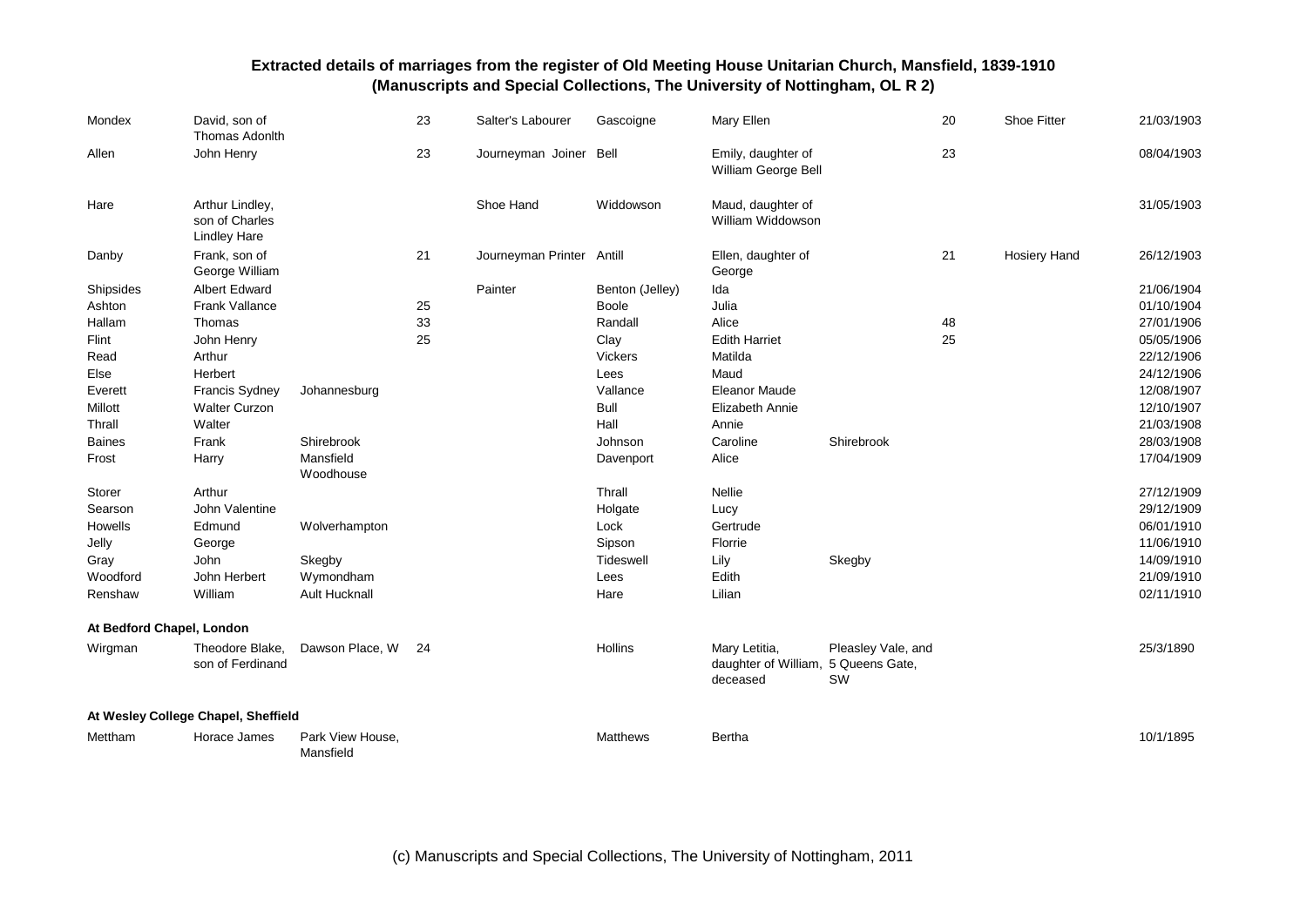# Extracted details of marriages from the register of Old Meeting House Unitarian Church, Mansfield, 1839-1910
## (Manuscripts and Special Collections, The University of Nottingham, OL R 2)

| | | | | | | | | | | |
|---|---|---|---|---|---|---|---|---|---|---|
| Mondex | David, son of Thomas Adonlth | | 23 | Salter's Labourer | Gascoigne | Mary Ellen | | 20 | Shoe Fitter | 21/03/1903 |
| Allen | John Henry | | 23 | Journeyman Joiner | Bell | Emily, daughter of William George Bell | | 23 | | 08/04/1903 |
| Hare | Arthur Lindley, son of Charles Lindley Hare | | | Shoe Hand | Widdowson | Maud, daughter of William Widdowson | | | | 31/05/1903 |
| Danby | Frank, son of George William | | 21 | Journeyman Printer | Antill | Ellen, daughter of George | | 21 | Hosiery Hand | 26/12/1903 |
| Shipsides | Albert Edward | | | Painter | Benton (Jelley) | Ida | | | | 21/06/1904 |
| Ashton | Frank Vallance | | 25 | | Boole | Julia | | | | 01/10/1904 |
| Hallam | Thomas | | 33 | | Randall | Alice | | 48 | | 27/01/1906 |
| Flint | John Henry | | 25 | | Clay | Edith Harriet | | 25 | | 05/05/1906 |
| Read | Arthur | | | | Vickers | Matilda | | | | 22/12/1906 |
| Else | Herbert | | | | Lees | Maud | | | | 24/12/1906 |
| Everett | Francis Sydney | Johannesburg | | | Vallance | Eleanor Maude | | | | 12/08/1907 |
| Millott | Walter Curzon | | | | Bull | Elizabeth Annie | | | | 12/10/1907 |
| Thrall | Walter | | | | Hall | Annie | | | | 21/03/1908 |
| Baines | Frank | Shirebrook | | | Johnson | Caroline | Shirebrook | | | 28/03/1908 |
| Frost | Harry | Mansfield Woodhouse | | | Davenport | Alice | | | | 17/04/1909 |
| Storer | Arthur | | | | Thrall | Nellie | | | | 27/12/1909 |
| Searson | John Valentine | | | | Holgate | Lucy | | | | 29/12/1909 |
| Howells | Edmund | Wolverhampton | | | Lock | Gertrude | | | | 06/01/1910 |
| Jelly | George | | | | Sipson | Florrie | | | | 11/06/1910 |
| Gray | John | Skegby | | | Tideswell | Lily | Skegby | | | 14/09/1910 |
| Woodford | John Herbert | Wymondham | | | Lees | Edith | | | | 21/09/1910 |
| Renshaw | William | Ault Hucknall | | | Hare | Lilian | | | | 02/11/1910 |
| **At Bedford Chapel, London** | | | | | | | | | | |
| Wirgman | Theodore Blake, son of Ferdinand | Dawson Place, W | 24 | | Hollins | Mary Letitia, daughter of William, deceased | Pleasley Vale, and 5 Queens Gate, SW | | | 25/3/1890 |
| **At Wesley College Chapel, Sheffield** | | | | | | | | | | |
| Mettham | Horace James | Park View House, Mansfield | | | Matthews | Bertha | | | | 10/1/1895 |

(c) Manuscripts and Special Collections, The University of Nottingham, 2011